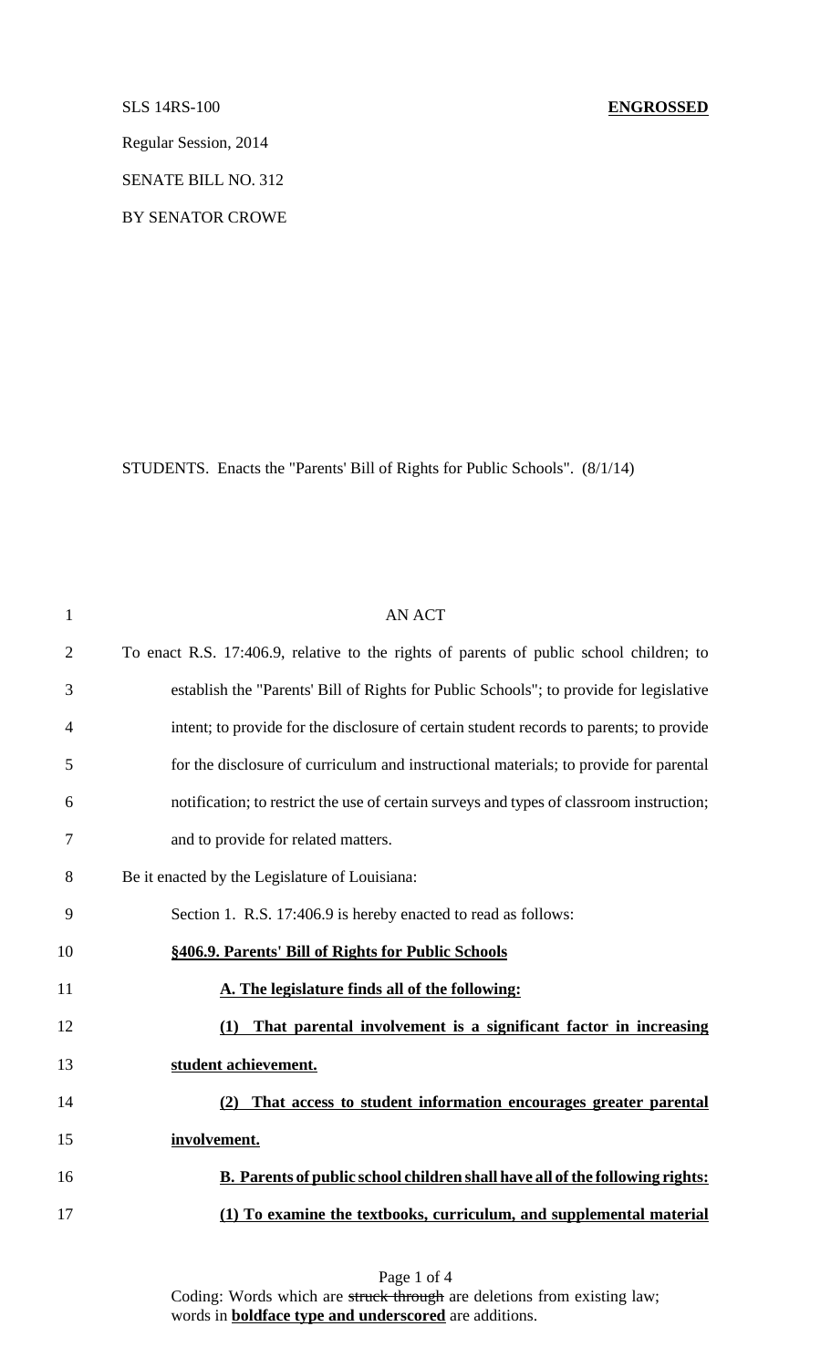SLS 14RS-100 **ENGROSSED**

Regular Session, 2014

SENATE BILL NO. 312

BY SENATOR CROWE

STUDENTS. Enacts the "Parents' Bill of Rights for Public Schools". (8/1/14)

AN ACT

To enact R.S. 17:406.9, relative to the rights of parents of public school children; to establish the "Parents' Bill of Rights for Public Schools"; to provide for legislative intent; to provide for the disclosure of certain student records to parents; to provide for the disclosure of curriculum and instructional materials; to provide for parental notification; to restrict the use of certain surveys and types of classroom instruction; and to provide for related matters.

Be it enacted by the Legislature of Louisiana:

Section 1. R.S. 17:406.9 is hereby enacted to read as follows:

**§406.9. Parents' Bill of Rights for Public Schools**

**A. The legislature finds all of the following:**

**(1) That parental involvement is a significant factor in increasing student achievement.**

**(2) That access to student information encourages greater parental involvement.**

**B. Parents of public school children shall have all of the following rights:**

**(1) To examine the textbooks, curriculum, and supplemental material**

Coding: Words which are ~~struck through~~ are deletions from existing law; words in **boldface type and underscored** are additions.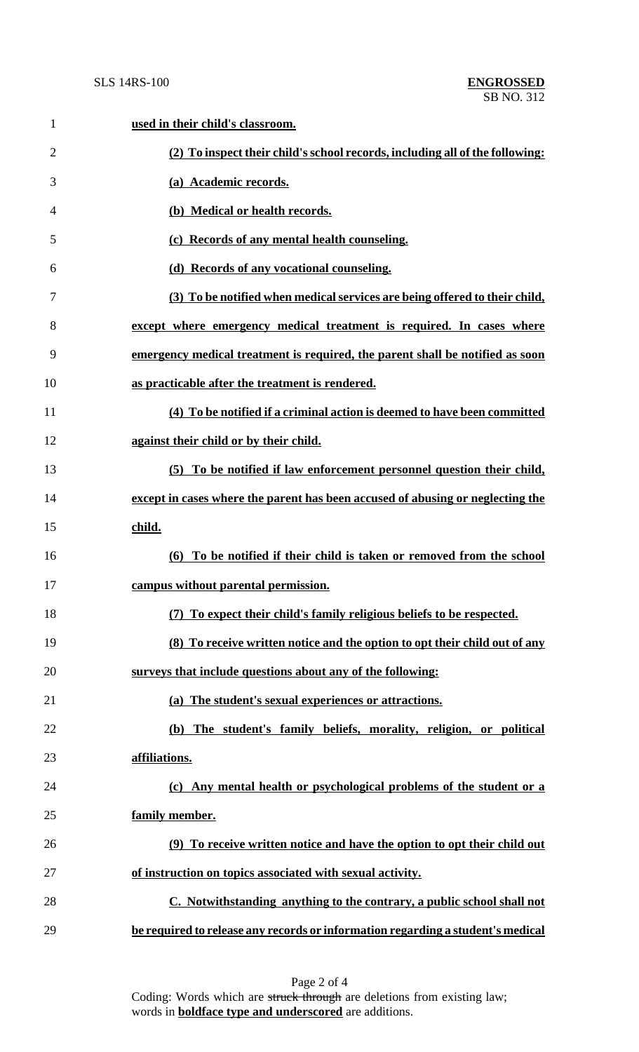**used in their child's classroom.**

**(2) To inspect their child's school records, including all of the following:**

**(a) Academic records.**

**(b) Medical or health records.**

**(c) Records of any mental health counseling.**

**(d) Records of any vocational counseling.**

**(3) To be notified when medical services are being offered to their child, except where emergency medical treatment is required. In cases where emergency medical treatment is required, the parent shall be notified as soon as practicable after the treatment is rendered.**

**(4) To be notified if a criminal action is deemed to have been committed against their child or by their child.**

**(5) To be notified if law enforcement personnel question their child, except in cases where the parent has been accused of abusing or neglecting the child.**

**(6) To be notified if their child is taken or removed from the school campus without parental permission.**

**(7) To expect their child's family religious beliefs to be respected.**

**(8) To receive written notice and the option to opt their child out of any surveys that include questions about any of the following:**

**(a) The student's sexual experiences or attractions.**

**(b) The student's family beliefs, morality, religion, or political affiliations.**

**(c) Any mental health or psychological problems of the student or a family member.**

**(9) To receive written notice and have the option to opt their child out of instruction on topics associated with sexual activity.**

**C. Notwithstanding anything to the contrary, a public school shall not be required to release any records or information regarding a student's medical**

Coding: Words which are ~~struck through~~ are deletions from existing law; words in **boldface type and underscored** are additions.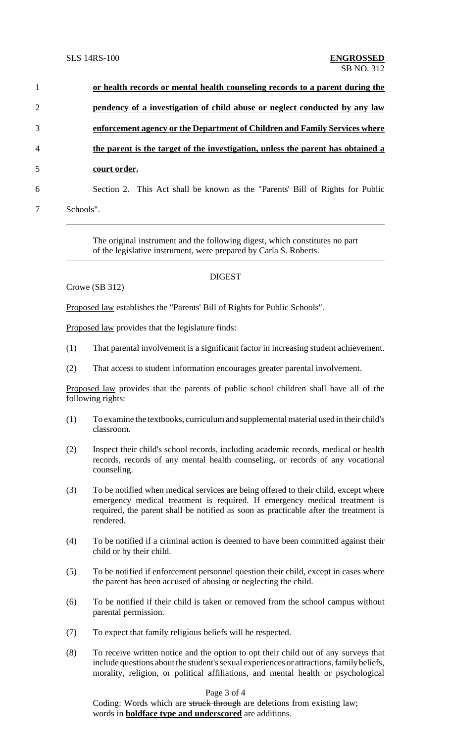1 **or health records or mental health counseling records to a parent during the**
2 **pendency of a investigation of child abuse or neglect conducted by any law**
3 **enforcement agency or the Department of Children and Family Services where**
4 **the parent is the target of the investigation, unless the parent has obtained a**
5 **court order.**
6 Section 2. This Act shall be known as the "Parents' Bill of Rights for Public
7 Schools".

The original instrument and the following digest, which constitutes no part of the legislative instrument, were prepared by Carla S. Roberts.

## DIGEST

Crowe (SB 312)

Proposed law establishes the "Parents' Bill of Rights for Public Schools".

Proposed law provides that the legislature finds:

(1) That parental involvement is a significant factor in increasing student achievement.

(2) That access to student information encourages greater parental involvement.

Proposed law provides that the parents of public school children shall have all of the following rights:

(1) To examine the textbooks, curriculum and supplemental material used in their child's classroom.

(2) Inspect their child's school records, including academic records, medical or health records, records of any mental health counseling, or records of any vocational counseling.

(3) To be notified when medical services are being offered to their child, except where emergency medical treatment is required. If emergency medical treatment is required, the parent shall be notified as soon as practicable after the treatment is rendered.

(4) To be notified if a criminal action is deemed to have been committed against their child or by their child.

(5) To be notified if enforcement personnel question their child, except in cases where the parent has been accused of abusing or neglecting the child.

(6) To be notified if their child is taken or removed from the school campus without parental permission.

(7) To expect that family religious beliefs will be respected.

(8) To receive written notice and the option to opt their child out of any surveys that include questions about the student's sexual experiences or attractions, family beliefs, morality, religion, or political affiliations, and mental health or psychological

Coding: Words which are ~~struck through~~ are deletions from existing law; words in **boldface type and underscored** are additions.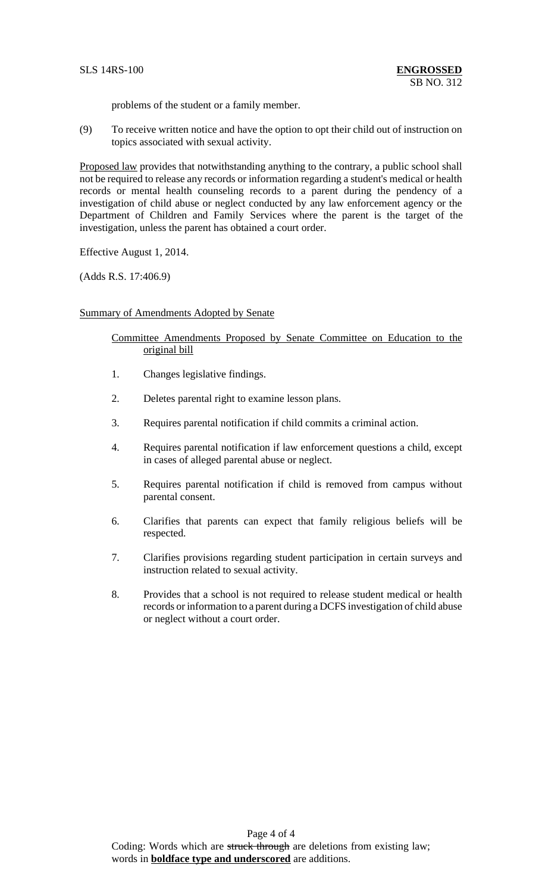problems of the student or a family member.

(9) To receive written notice and have the option to opt their child out of instruction on topics associated with sexual activity.

<u>Proposed law</u> provides that notwithstanding anything to the contrary, a public school shall not be required to release any records or information regarding a student's medical or health records or mental health counseling records to a parent during the pendency of a investigation of child abuse or neglect conducted by any law enforcement agency or the Department of Children and Family Services where the parent is the target of the investigation, unless the parent has obtained a court order.

Effective August 1, 2014.

(Adds R.S. 17:406.9)

<u>Summary of Amendments Adopted by Senate</u>

<u>Committee Amendments Proposed by Senate Committee on Education to the original bill</u>

1. Changes legislative findings.
2. Deletes parental right to examine lesson plans.
3. Requires parental notification if child commits a criminal action.
4. Requires parental notification if law enforcement questions a child, except in cases of alleged parental abuse or neglect.
5. Requires parental notification if child is removed from campus without parental consent.
6. Clarifies that parents can expect that family religious beliefs will be respected.
7. Clarifies provisions regarding student participation in certain surveys and instruction related to sexual activity.
8. Provides that a school is not required to release student medical or health records or information to a parent during a DCFS investigation of child abuse or neglect without a court order.

Coding: Words which are ~~struck through~~ are deletions from existing law; words in **<u>boldface type and underscored</u>** are additions.